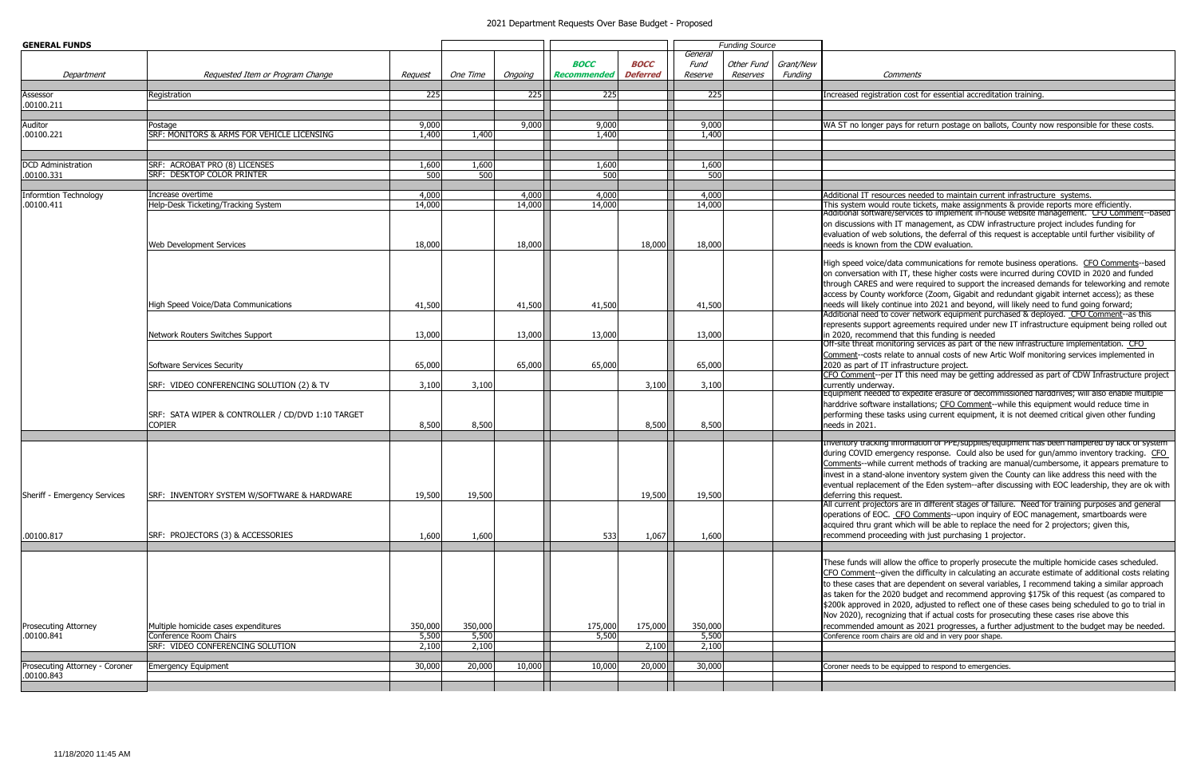# 2021 Department Requests Over Base Budget - Proposed

## GENERAL FUNDS

| Department | Requested Item or Program Change | Request | One Time | Ongoing | BOCC Recommended | BOCC Deferred | General Fund Reserve | Other Fund Reserves | Grant/New Funding | Comments |
|---|---|---|---|---|---|---|---|---|---|---|
| | | | | | | | Funding Source | | | |
| Assessor .00100.211 | Registration | 225 | | 225 | 225 | | 225 | | | Increased registration cost for essential accreditation training. |
| Auditor .00100.221 | Postage | 9,000 | | 9,000 | 9,000 | | 9,000 | | | WA ST no longer pays for return postage on ballots, County now responsible for these costs. |
| | SRF: MONITORS & ARMS FOR VEHICLE LICENSING | 1,400 | 1,400 | | 1,400 | | 1,400 | | | |
| DCD Administration .00100.331 | SRF: ACROBAT PRO (8) LICENSES | 1,600 | 1,600 | | 1,600 | | 1,600 | | | |
| | SRF: DESKTOP COLOR PRINTER | 500 | 500 | | 500 | | 500 | | | |
| Informtion Technology .00100.411 | Increase overtime | 4,000 | | 4,000 | 4,000 | | 4,000 | | | Additional IT resources needed to maintain current infrastructure systems. |
| | Help-Desk Ticketing/Tracking System | 14,000 | | 14,000 | 14,000 | | 14,000 | | | This system would route tickets, make assignments & provide reports more efficiently. |
| | Web Development Services | 18,000 | | 18,000 | | 18,000 | 18,000 | | | Additional software/services to implement in-house website management. CFO Comment--based on discussions with IT management, as CDW infrastructure project includes funding for evaluation of web solutions, the deferral of this request is acceptable until further visibility of needs is known from the CDW evaluation. |
| | High Speed Voice/Data Communications | 41,500 | | 41,500 | 41,500 | | 41,500 | | | High speed voice/data communications for remote business operations. CFO Comments--based on conversation with IT, these higher costs were incurred during COVID in 2020 and funded through CARES and were required to support the increased demands for teleworking and remote access by County workforce (Zoom, Gigabit and redundant gigabit internet access); as these needs will likely continue into 2021 and beyond, will likely need to fund going forward; |
| | Network Routers Switches Support | 13,000 | | 13,000 | 13,000 | | 13,000 | | | Additional need to cover network equipment purchased & deployed. CFO Comment--as this represents support agreements required under new IT infrastructure equipment being rolled out in 2020, recommend that this funding is needed |
| | Software Services Security | 65,000 | | 65,000 | 65,000 | | 65,000 | | | Off-site threat monitoring services as part of the new infrastructure implementation. CFO Comment--costs relate to annual costs of new Artic Wolf monitoring services implemented in 2020 as part of IT infrastructure project. |
| | SRF: VIDEO CONFERENCING SOLUTION (2) & TV | 3,100 | 3,100 | | | 3,100 | 3,100 | | | CFO Comment--per IT this need may be getting addressed as part of CDW Infrastructure project currently underway. |
| | SRF: SATA WIPER & CONTROLLER / CD/DVD 1:10 TARGET COPIER | 8,500 | 8,500 | | | 8,500 | 8,500 | | | Equipment needed to expedite erasure of decommissioned harddrives; will also enable multiple harddrive software installations; CFO Comment--while this equipment would reduce time in performing these tasks using current equipment, it is not deemed critical given other funding needs in 2021. |
| Sheriff - Emergency Services | SRF: INVENTORY SYSTEM W/SOFTWARE & HARDWARE | 19,500 | 19,500 | | | 19,500 | 19,500 | | | Inventory tracking information of PPE/supplies/equipment has been hampered by lack of system during COVID emergency response. Could also be used for gun/ammo inventory tracking. CFO Comments--while current methods of tracking are manual/cumbersome, it appears premature to invest in a stand-alone inventory system given the County can like address this need with the eventual replacement of the Eden system--after discussing with EOC leadership, they are ok with deferring this request. |
| .00100.817 | SRF: PROJECTORS (3) & ACCESSORIES | 1,600 | 1,600 | | 533 | 1,067 | 1,600 | | | All current projectors are in different stages of failure. Need for training purposes and general operations of EOC. CFO Comments--upon inquiry of EOC management, smartboards were acquired thru grant which will be able to replace the need for 2 projectors; given this, recommend proceeding with just purchasing 1 projector. |
| Prosecuting Attorney | Multiple homicide cases expenditures | 350,000 | 350,000 | | 175,000 | 175,000 | 350,000 | | | These funds will allow the office to properly prosecute the multiple homicide cases scheduled. CFO Comment--given the difficulty in calculating an accurate estimate of additional costs relating to these cases that are dependent on several variables, I recommend taking a similar approach as taken for the 2020 budget and recommend approving $175k of this request (as compared to $200k approved in 2020, adjusted to reflect one of these cases being scheduled to go to trial in Nov 2020), recognizing that if actual costs for prosecuting these cases rise above this recommended amount as 2021 progresses, a further adjustment to the budget may be needed. |
| .00100.841 | Conference Room Chairs | 5,500 | 5,500 | | 5,500 | | 5,500 | | | Conference room chairs are old and in very poor shape. |
| | SRF: VIDEO CONFERENCING SOLUTION | 2,100 | 2,100 | | | 2,100 | 2,100 | | | |
| Prosecuting Attorney - Coroner .00100.843 | Emergency Equipment | 30,000 | 20,000 | 10,000 | 10,000 | 20,000 | 30,000 | | | Coroner needs to be equipped to respond to emergencies. |

11/18/2020 11:45 AM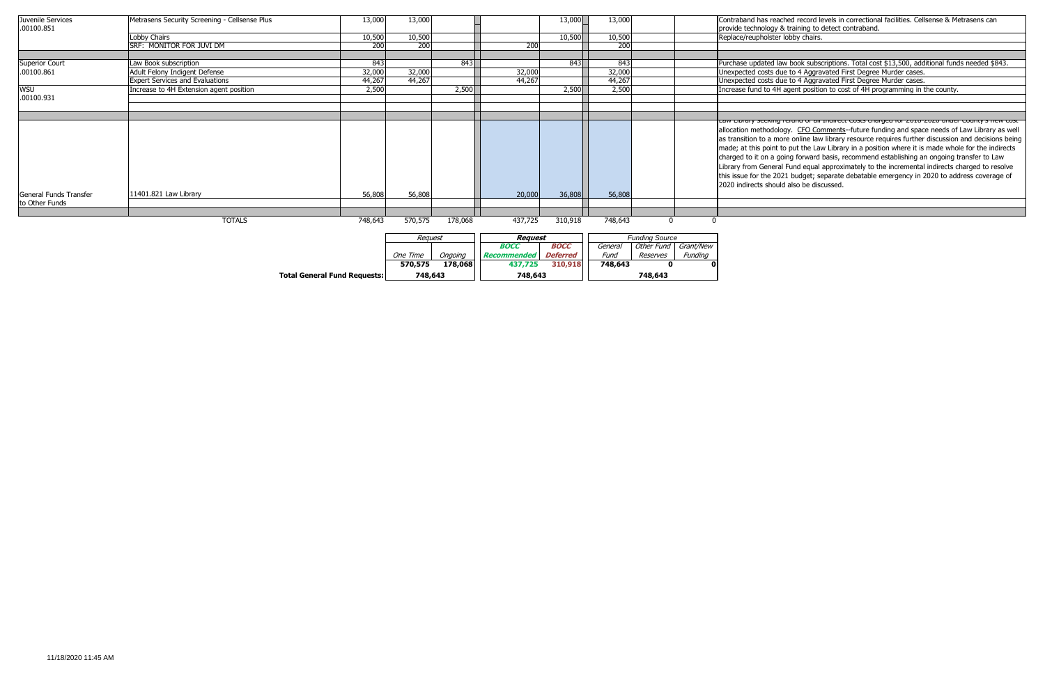| Department | Item | Request | One Time | Ongoing | BOCC Recommended | BOCC Deferred | General Fund | Other Fund Reserves | Grant/New Funding | Comments |
|---|---|---|---|---|---|---|---|---|---|---|
| Juvenile Services .00100.851 | Metrasens Security Screening - Cellsense Plus | 13,000 | 13,000 | | | 13,000 | 13,000 | | | Contraband has reached record levels in correctional facilities. Cellsense & Metrasens can provide technology & training to detect contraband. |
| | Lobby Chairs | 10,500 | 10,500 | | | 10,500 | 10,500 | | | Replace/reupholster lobby chairs. |
| | SRF: MONITOR FOR JUVI DM | 200 | 200 | | 200 | | 200 | | | |
| Superior Court .00100.861 | Law Book subscription | 843 | | 843 | | 843 | 843 | | | Purchase updated law book subscriptions. Total cost $13,500, additional funds needed $843. |
| | Adult Felony Indigent Defense | 32,000 | 32,000 | | 32,000 | | 32,000 | | | Unexpected costs due to 4 Aggravated First Degree Murder cases. |
| | Expert Services and Evaluations | 44,267 | 44,267 | | 44,267 | | 44,267 | | | Unexpected costs due to 4 Aggravated First Degree Murder cases. |
| WSU .00100.931 | Increase to 4H Extension agent position | 2,500 | | 2,500 | | 2,500 | 2,500 | | | Increase fund to 4H agent position to cost of 4H programming in the county. |
| General Funds Transfer to Other Funds | 11401.821 Law Library | 56,808 | 56,808 | | 20,000 | 36,808 | 56,808 | | | Law Library seeking refund of all Indirect Costs charged for 2018-2020 under County's new cost allocation methodology. CFO Comments--future funding and space needs of Law Library as well as transition to a more online law library resource requires further discussion and decisions being made; at this point to put the Law Library in a position where it is made whole for the indirects charged to it on a going forward basis, recommend establishing an ongoing transfer to Law Library from General Fund equal approximately to the incremental indirects charged to resolve this issue for the 2021 budget; separate debatable emergency in 2020 to address coverage of 2020 indirects should also be discussed. |
| | TOTALS | 748,643 | 570,575 | 178,068 | 437,725 | 310,918 | 748,643 | 0 | 0 | |

| | Request | | Request | | Funding Source | | |
|---|---|---|---|---|---|---|---|
| | *One Time* | *Ongoing* | ***BOCC Recommended*** | ***BOCC Deferred*** | *General Fund* | *Other Fund Reserves* | *Grant/New Funding* |
| | **570,575** | **178,068** | **437,725** | **310,918** | **748,643** | **0** | **0** |
| **Total General Fund Requests:** | **748,643** | | **748,643** | | **748,643** | | |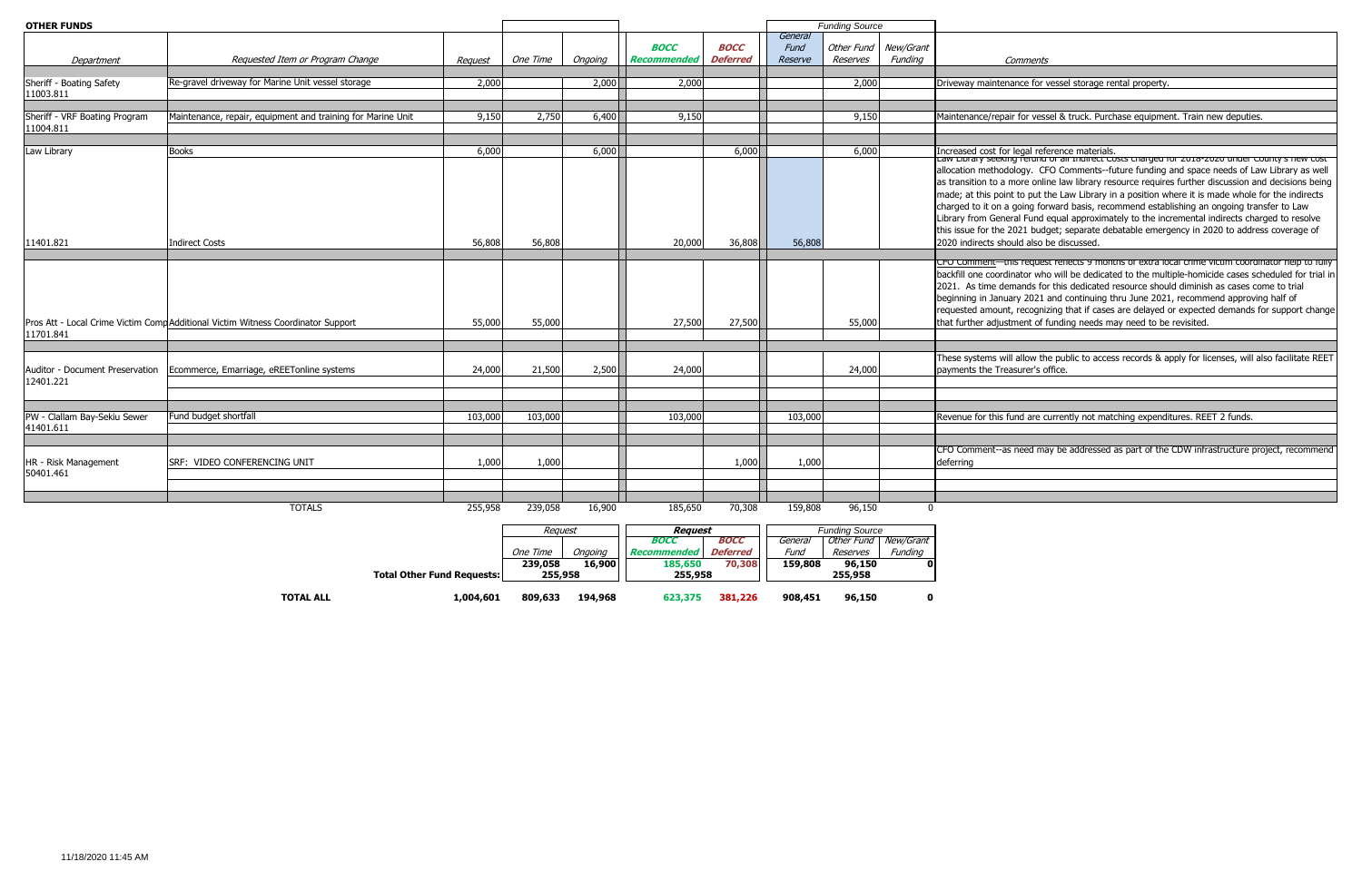## OTHER FUNDS

| Department | Requested Item or Program Change | Request | One Time | Ongoing | BOCC Recommended | BOCC Deferred | General Fund Reserve | Other Fund Reserves | New/Grant Funding | Comments |
|---|---|---|---|---|---|---|---|---|---|---|
| | | | | | | | Funding Source | | | |
| Sheriff - Boating Safety 11003.811 | Re-gravel driveway for Marine Unit vessel storage | 2,000 | | 2,000 | 2,000 | | | 2,000 | | Driveway maintenance for vessel storage rental property. |
| Sheriff - VRF Boating Program 11004.811 | Maintenance, repair, equipment and training for Marine Unit | 9,150 | 2,750 | 6,400 | 9,150 | | | 9,150 | | Maintenance/repair for vessel & truck. Purchase equipment. Train new deputies. |
| Law Library | Books | 6,000 | | 6,000 | | 6,000 | | 6,000 | | Increased cost for legal reference materials. |
| 11401.821 | Indirect Costs | 56,808 | 56,808 | | 20,000 | 36,808 | 56,808 | | | Law Library seeking refund of all indirect costs charged for 2018-2020 under County's new cost allocation methodology. CFO Comments--future funding and space needs of Law Library as well as transition to a more online law library resource requires further discussion and decisions being made; at this point to put the Law Library in a position where it is made whole for the indirects charged to it on a going forward basis, recommend establishing an ongoing transfer to Law Library from General Fund equal approximately to the incremental indirects charged to resolve this issue for the 2021 budget; separate debatable emergency in 2020 to address coverage of 2020 indirects should also be discussed. |
| Pros Att - Local Crime Victim Comp 11701.841 | Additional Victim Witness Coordinator Support | 55,000 | 55,000 | | 27,500 | 27,500 | | 55,000 | | CFO Comment—this request reflects 9 months of extra local crime victim coordinator help to fully backfill one coordinator who will be dedicated to the multiple-homicide cases scheduled for trial in 2021. As time demands for this dedicated resource should diminish as cases come to trial beginning in January 2021 and continuing thru June 2021, recommend approving half of requested amount, recognizing that if cases are delayed or expected demands for support change that further adjustment of funding needs may need to be revisited. |
| Auditor - Document Preservation 12401.221 | Ecommerce, Emarriage, eREETonline systems | 24,000 | 21,500 | 2,500 | 24,000 | | | 24,000 | | These systems will allow the public to access records & apply for licenses, will also facilitate REET payments the Treasurer's office. |
| PW - Clallam Bay-Sekiu Sewer 41401.611 | Fund budget shortfall | 103,000 | 103,000 | | 103,000 | | 103,000 | | | Revenue for this fund are currently not matching expenditures. REET 2 funds. |
| HR - Risk Management 50401.461 | SRF: VIDEO CONFERENCING UNIT | 1,000 | 1,000 | | | 1,000 | 1,000 | | | CFO Comment--as need may be addressed as part of the CDW infrastructure project, recommend deferring |
| | TOTALS | 255,958 | 239,058 | 16,900 | 185,650 | 70,308 | 159,808 | 96,150 | 0 | |

| | Request | | Request | | Funding Source | | |
|---|---|---|---|---|---|---|---|
| | One Time | Ongoing | BOCC Recommended | BOCC Deferred | General Fund | Other Fund Reserves | New/Grant Funding |
| Total Other Fund Requests: | 239,058 | 16,900 | 185,650 | 70,308 | 159,808 | 96,150 | 0 |
| | 255,958 | | 255,958 | | | 255,958 | |

| TOTAL ALL | 1,004,601 | 809,633 | 194,968 | 623,375 | 381,226 | 908,451 | 96,150 | 0 |
|---|---|---|---|---|---|---|---|---|

11/18/2020 11:45 AM